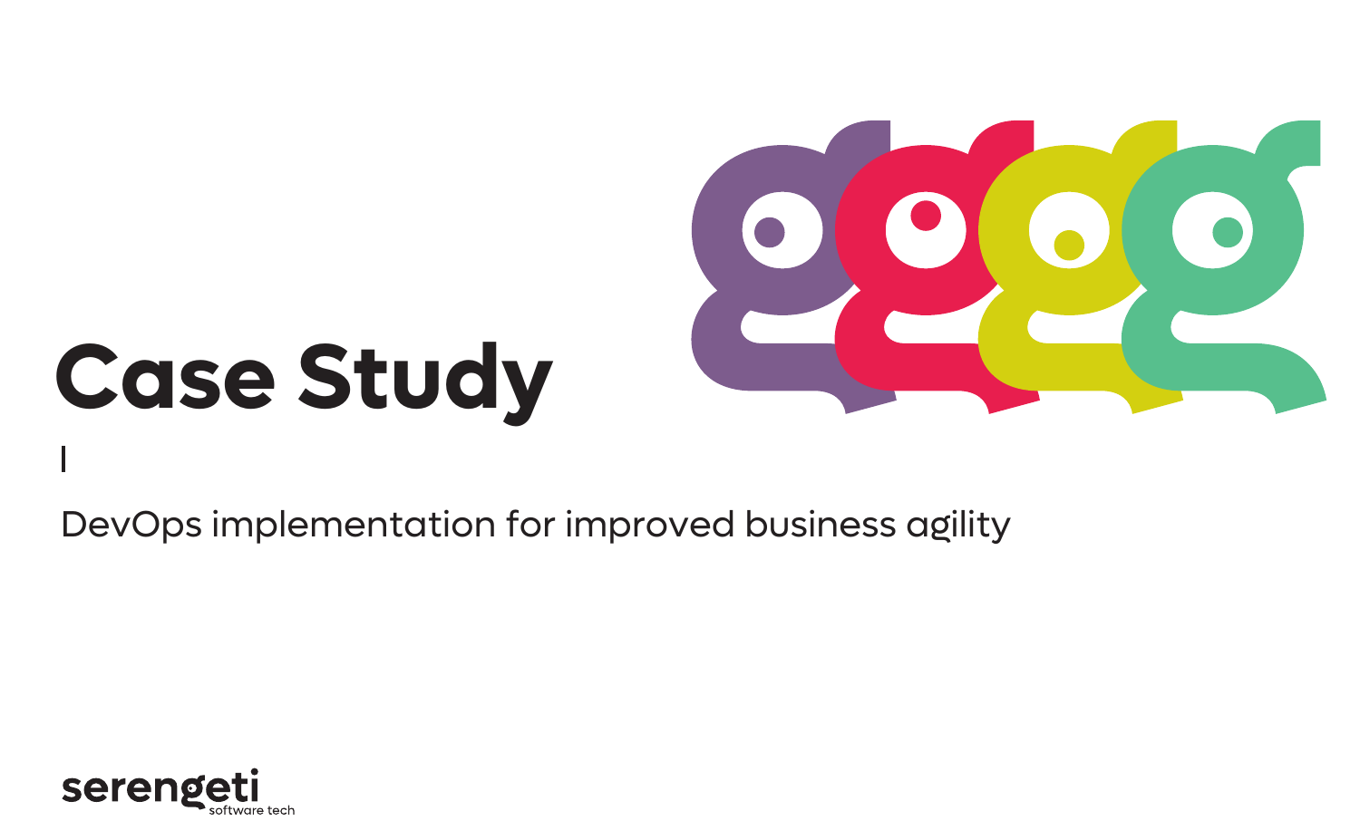# Case Study

DevOps implementation for improved business agility

serengeti
software tech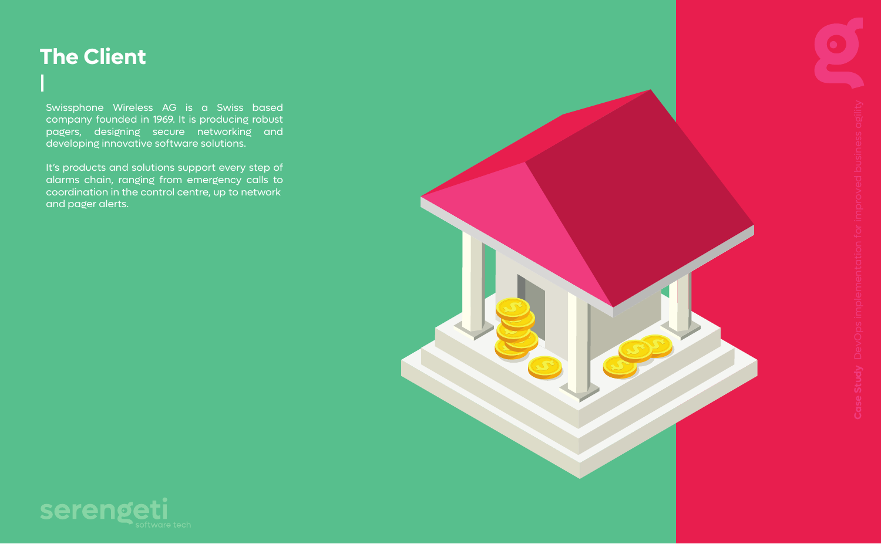# The Client

Swissphone Wireless AG is a Swiss based company founded in 1969. It is producing robust pagers, designing secure networking and developing innovative software solutions.

It's products and solutions support every step of alarms chain, ranging from emergency calls to coordination in the control centre, up to network and pager alerts.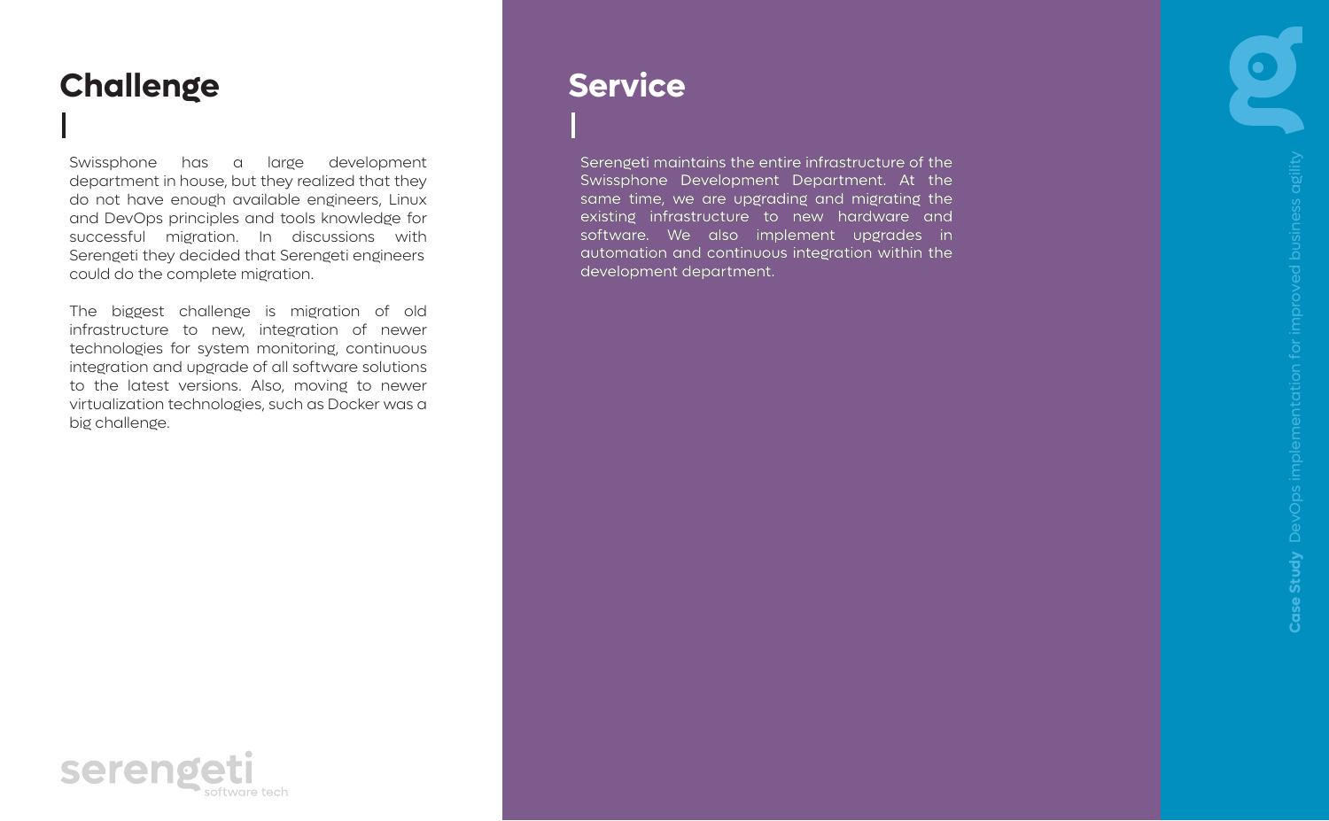## Challenge

Swissphone has a large development department in house, but they realized that they do not have enough available engineers, Linux and DevOps principles and tools knowledge for successful migration. In discussions with Serengeti they decided that Serengeti engineers could do the complete migration.

The biggest challenge is migration of old infrastructure to new, integration of newer technologies for system monitoring, continuous integration and upgrade of all software solutions to the latest versions. Also, moving to newer virtualization technologies, such as Docker was a big challenge.

## Service

Serengeti maintains the entire infrastructure of the Swissphone Development Department. At the same time, we are upgrading and migrating the existing infrastructure to new hardware and software. We also implement upgrades in automation and continuous integration within the development department.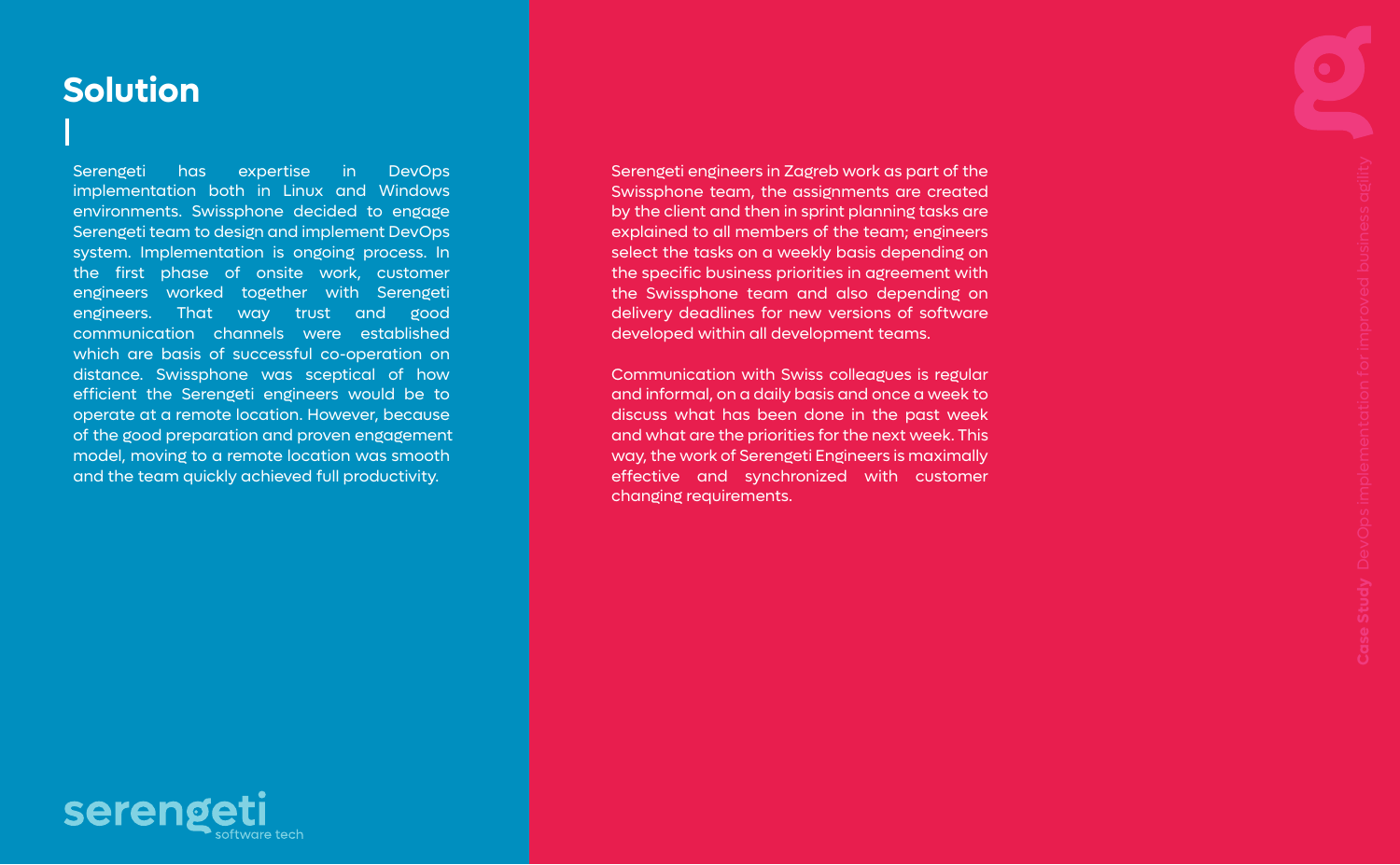## Solution

Serengeti has expertise in DevOps implementation both in Linux and Windows environments. Swissphone decided to engage Serengeti team to design and implement DevOps system. Implementation is ongoing process. In the first phase of onsite work, customer engineers worked together with Serengeti engineers. That way trust and good communication channels were established which are basis of successful co-operation on distance. Swissphone was sceptical of how efficient the Serengeti engineers would be to operate at a remote location. However, because of the good preparation and proven engagement model, moving to a remote location was smooth and the team quickly achieved full productivity.

Serengeti engineers in Zagreb work as part of the Swissphone team, the assignments are created by the client and then in sprint planning tasks are explained to all members of the team; engineers select the tasks on a weekly basis depending on the specific business priorities in agreement with the Swissphone team and also depending on delivery deadlines for new versions of software developed within all development teams.

Communication with Swiss colleagues is regular and informal, on a daily basis and once a week to discuss what has been done in the past week and what are the priorities for the next week. This way, the work of Serengeti Engineers is maximally effective and synchronized with customer changing requirements.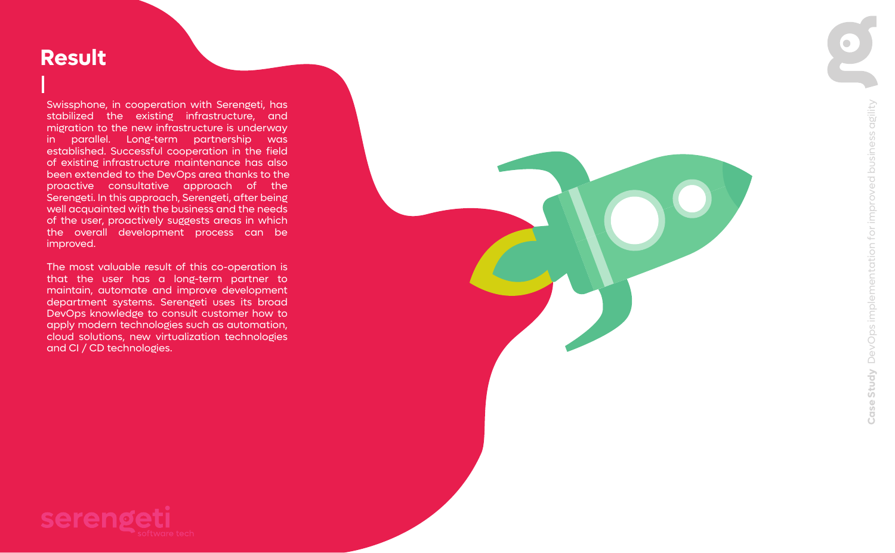## Result

Swissphone, in cooperation with Serengeti, has stabilized the existing infrastructure, and migration to the new infrastructure is underway in parallel. Long-term partnership was established. Successful cooperation in the field of existing infrastructure maintenance has also been extended to the DevOps area thanks to the proactive consultative approach of the Serengeti. In this approach, Serengeti, after being well acquainted with the business and the needs of the user, proactively suggests areas in which the overall development process can be improved.

The most valuable result of this co-operation is that the user has a long-term partner to maintain, automate and improve development department systems. Serengeti uses its broad DevOps knowledge to consult customer how to apply modern technologies such as automation, cloud solutions, new virtualization technologies and CI / CD technologies.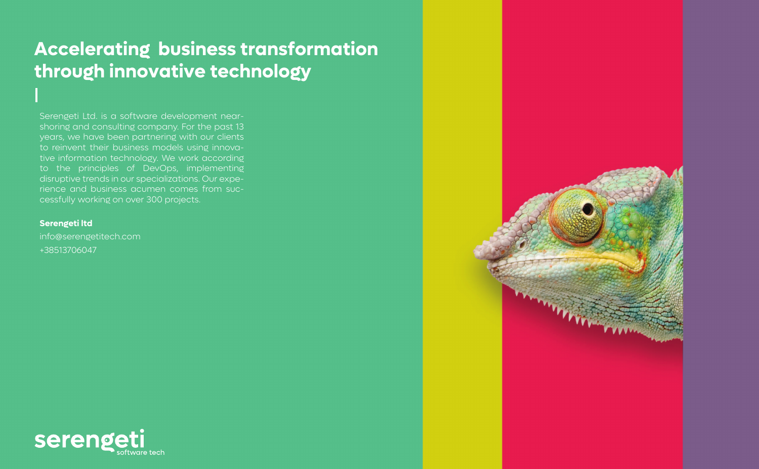# Accelerating business transformation through innovative technology

Serengeti Ltd. is a software development near-shoring and consulting company. For the past 13 years, we have been partnering with our clients to reinvent their business models using innovative information technology. We work according to the principles of DevOps, implementing disruptive trends in our specializations. Our experience and business acumen comes from successfully working on over 300 projects.

**Serengeti ltd**

info@serengetitech.com

+38513706047

serengeti
software tech